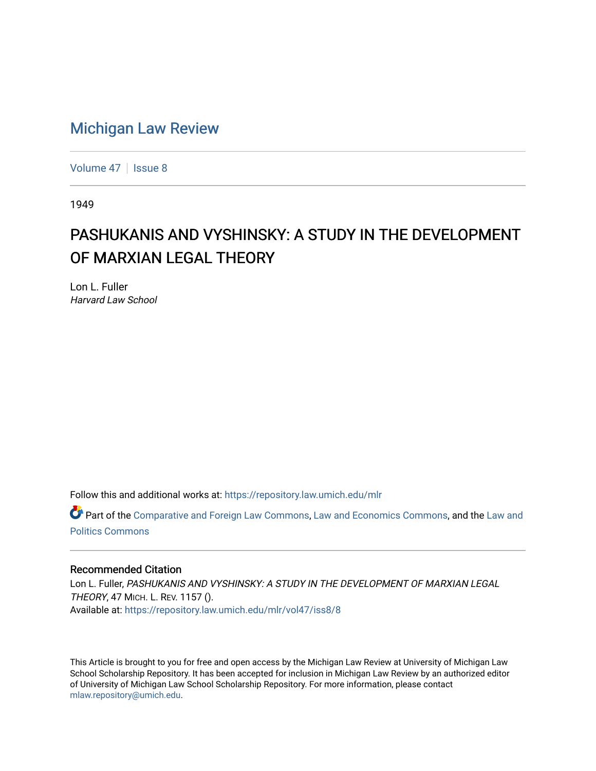# Michigan Law Review

Volume 47 | Issue 8

1949

## PASHUKANIS AND VYSHINSKY: A STUDY IN THE DEVELOPMENT OF MARXIAN LEGAL THEORY

Lon L. Fuller
*Harvard Law School*

Follow this and additional works at: https://repository.law.umich.edu/mlr

Part of the Comparative and Foreign Law Commons, Law and Economics Commons, and the Law and Politics Commons

### Recommended Citation

Lon L. Fuller, *PASHUKANIS AND VYSHINSKY: A STUDY IN THE DEVELOPMENT OF MARXIAN LEGAL THEORY*, 47 MICH. L. REV. 1157 ().
Available at: https://repository.law.umich.edu/mlr/vol47/iss8/8

This Article is brought to you for free and open access by the Michigan Law Review at University of Michigan Law School Scholarship Repository. It has been accepted for inclusion in Michigan Law Review by an authorized editor of University of Michigan Law School Scholarship Repository. For more information, please contact mlaw.repository@umich.edu.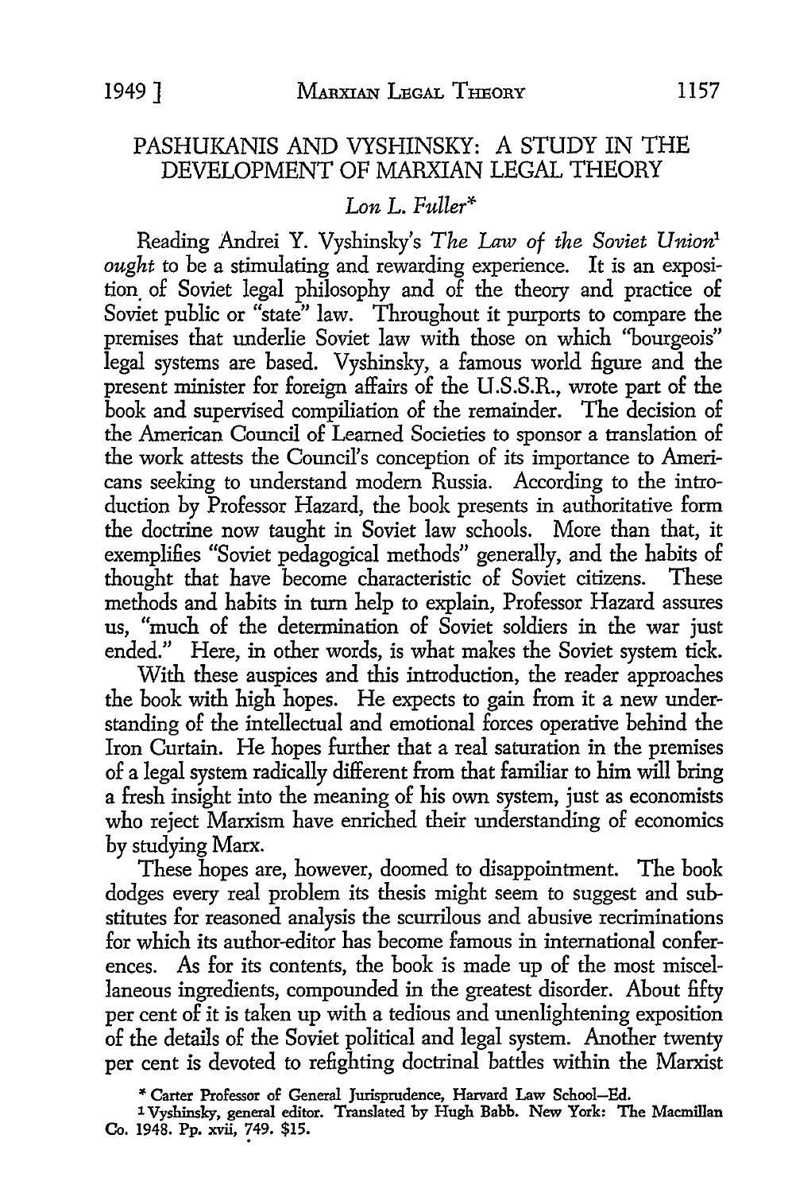# PASHUKANIS AND VYSHINSKY: A STUDY IN THE DEVELOPMENT OF MARXIAN LEGAL THEORY

*Lon L. Fuller\**

Reading Andrei Y. Vyshinsky's *The Law of the Soviet Union*[1] *ought* to be a stimulating and rewarding experience. It is an exposition of Soviet legal philosophy and of the theory and practice of Soviet public or "state" law. Throughout it purports to compare the premises that underlie Soviet law with those on which "bourgeois" legal systems are based. Vyshinsky, a famous world figure and the present minister for foreign affairs of the U.S.S.R., wrote part of the book and supervised compiliation of the remainder. The decision of the American Council of Learned Societies to sponsor a translation of the work attests the Council's conception of its importance to Americans seeking to understand modern Russia. According to the introduction by Professor Hazard, the book presents in authoritative form the doctrine now taught in Soviet law schools. More than that, it exemplifies "Soviet pedagogical methods" generally, and the habits of thought that have become characteristic of Soviet citizens. These methods and habits in turn help to explain, Professor Hazard assures us, "much of the determination of Soviet soldiers in the war just ended." Here, in other words, is what makes the Soviet system tick.

With these auspices and this introduction, the reader approaches the book with high hopes. He expects to gain from it a new understanding of the intellectual and emotional forces operative behind the Iron Curtain. He hopes further that a real saturation in the premises of a legal system radically different from that familiar to him will bring a fresh insight into the meaning of his own system, just as economists who reject Marxism have enriched their understanding of economics by studying Marx.

These hopes are, however, doomed to disappointment. The book dodges every real problem its thesis might seem to suggest and substitutes for reasoned analysis the scurrilous and abusive recriminations for which its author-editor has become famous in international conferences. As for its contents, the book is made up of the most miscellaneous ingredients, compounded in the greatest disorder. About fifty per cent of it is taken up with a tedious and unenlightening exposition of the details of the Soviet political and legal system. Another twenty per cent is devoted to refighting doctrinal battles within the Marxist

\* Carter Professor of General Jurisprudence, Harvard Law School—Ed.

[1] Vyshinsky, general editor. Translated by Hugh Babb. New York: The Macmillan Co. 1948. Pp. xvii, 749. $15.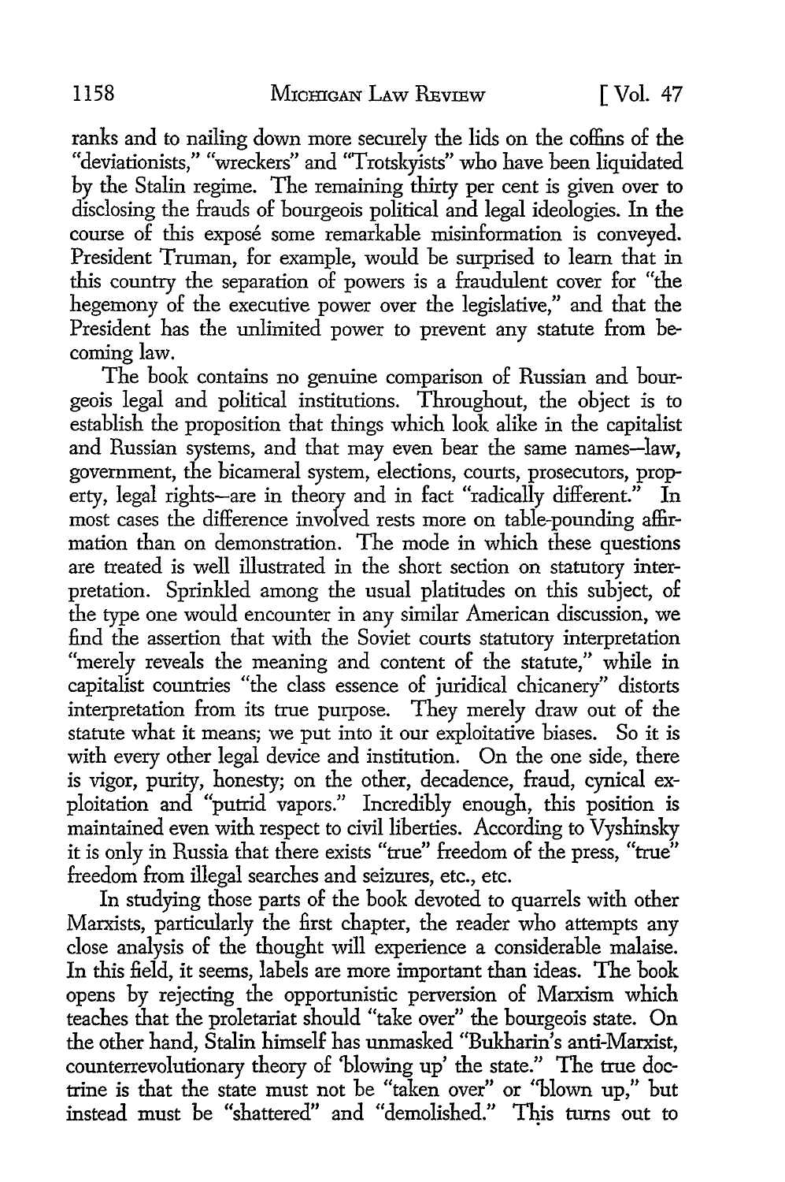ranks and to nailing down more securely the lids on the coffins of the "deviationists," "wreckers" and "Trotskyists" who have been liquidated by the Stalin regime. The remaining thirty per cent is given over to disclosing the frauds of bourgeois political and legal ideologies. In the course of this exposé some remarkable misinformation is conveyed. President Truman, for example, would be surprised to learn that in this country the separation of powers is a fraudulent cover for "the hegemony of the executive power over the legislative," and that the President has the unlimited power to prevent any statute from becoming law.

The book contains no genuine comparison of Russian and bourgeois legal and political institutions. Throughout, the object is to establish the proposition that things which look alike in the capitalist and Russian systems, and that may even bear the same names—law, government, the bicameral system, elections, courts, prosecutors, property, legal rights—are in theory and in fact "radically different." In most cases the difference involved rests more on table-pounding affirmation than on demonstration. The mode in which these questions are treated is well illustrated in the short section on statutory interpretation. Sprinkled among the usual platitudes on this subject, of the type one would encounter in any similar American discussion, we find the assertion that with the Soviet courts statutory interpretation "merely reveals the meaning and content of the statute," while in capitalist countries "the class essence of juridical chicanery" distorts interpretation from its true purpose. They merely draw out of the statute what it means; we put into it our exploitative biases. So it is with every other legal device and institution. On the one side, there is vigor, purity, honesty; on the other, decadence, fraud, cynical exploitation and "putrid vapors." Incredibly enough, this position is maintained even with respect to civil liberties. According to Vyshinsky it is only in Russia that there exists "true" freedom of the press, "true" freedom from illegal searches and seizures, etc., etc.

In studying those parts of the book devoted to quarrels with other Marxists, particularly the first chapter, the reader who attempts any close analysis of the thought will experience a considerable malaise. In this field, it seems, labels are more important than ideas. The book opens by rejecting the opportunistic perversion of Marxism which teaches that the proletariat should "take over" the bourgeois state. On the other hand, Stalin himself has unmasked "Bukharin's anti-Marxist, counterrevolutionary theory of 'blowing up' the state." The true doctrine is that the state must not be "taken over" or "blown up," but instead must be "shattered" and "demolished." This turns out to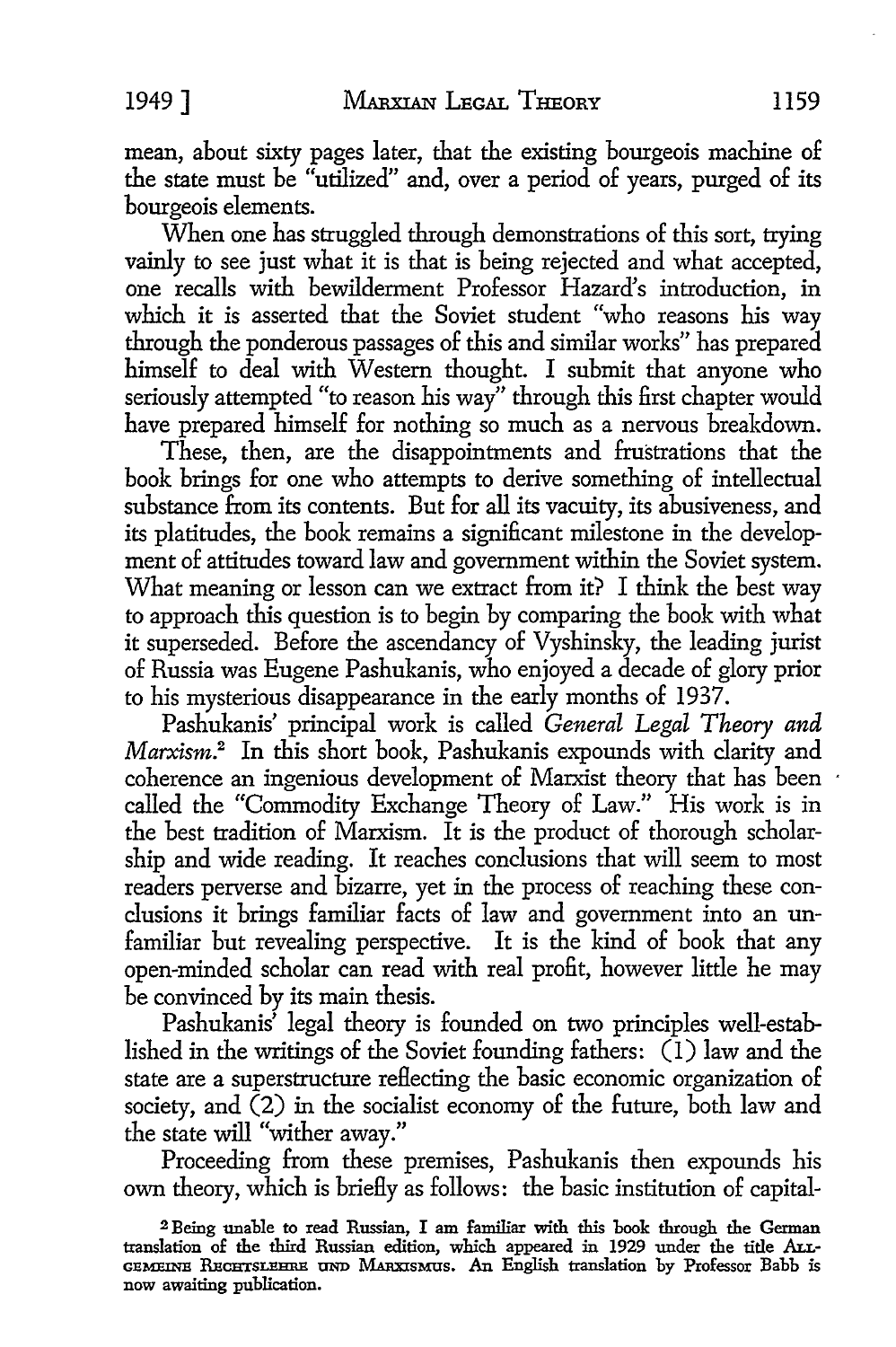mean, about sixty pages later, that the existing bourgeois machine of the state must be "utilized" and, over a period of years, purged of its bourgeois elements.

When one has struggled through demonstrations of this sort, trying vainly to see just what it is that is being rejected and what accepted, one recalls with bewilderment Professor Hazard's introduction, in which it is asserted that the Soviet student "who reasons his way through the ponderous passages of this and similar works" has prepared himself to deal with Western thought. I submit that anyone who seriously attempted "to reason his way" through this first chapter would have prepared himself for nothing so much as a nervous breakdown.

These, then, are the disappointments and frustrations that the book brings for one who attempts to derive something of intellectual substance from its contents. But for all its vacuity, its abusiveness, and its platitudes, the book remains a significant milestone in the development of attitudes toward law and government within the Soviet system. What meaning or lesson can we extract from it? I think the best way to approach this question is to begin by comparing the book with what it superseded. Before the ascendancy of Vyshinsky, the leading jurist of Russia was Eugene Pashukanis, who enjoyed a decade of glory prior to his mysterious disappearance in the early months of 1937.

Pashukanis' principal work is called *General Legal Theory and Marxism*.[2] In this short book, Pashukanis expounds with clarity and coherence an ingenious development of Marxist theory that has been called the "Commodity Exchange Theory of Law." His work is in the best tradition of Marxism. It is the product of thorough scholarship and wide reading. It reaches conclusions that will seem to most readers perverse and bizarre, yet in the process of reaching these conclusions it brings familiar facts of law and government into an unfamiliar but revealing perspective. It is the kind of book that any open-minded scholar can read with real profit, however little he may be convinced by its main thesis.

Pashukanis' legal theory is founded on two principles well-established in the writings of the Soviet founding fathers: (1) law and the state are a superstructure reflecting the basic economic organization of society, and (2) in the socialist economy of the future, both law and the state will "wither away."

Proceeding from these premises, Pashukanis then expounds his own theory, which is briefly as follows: the basic institution of capital-

[2] Being unable to read Russian, I am familiar with this book through the German translation of the third Russian edition, which appeared in 1929 under the title ALLGEMEINE RECHTSLEHRE UND MARXISMUS. An English translation by Professor Babb is now awaiting publication.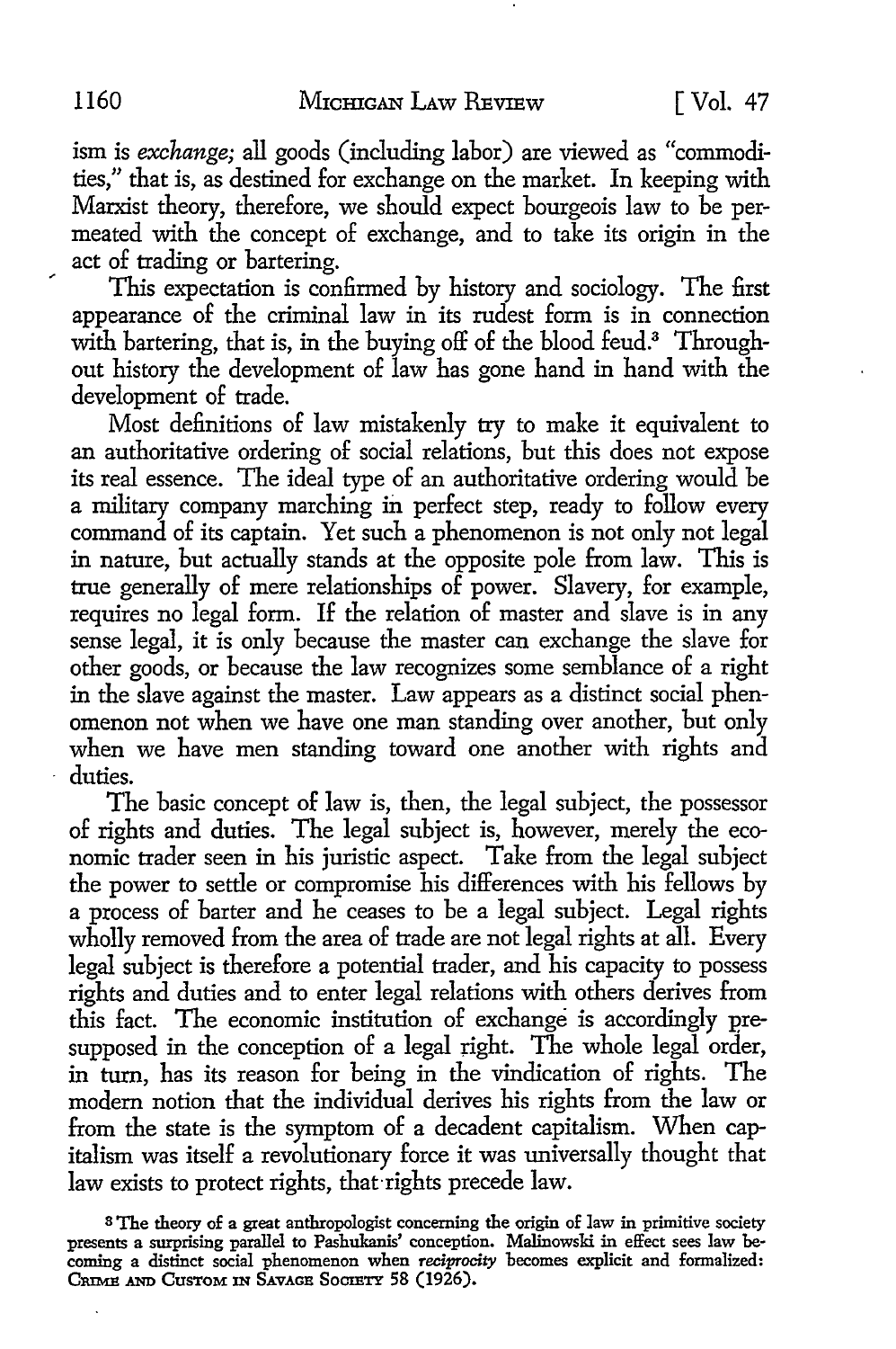ism is *exchange;* all goods (including labor) are viewed as "commodities," that is, as destined for exchange on the market. In keeping with Marxist theory, therefore, we should expect bourgeois law to be permeated with the concept of exchange, and to take its origin in the act of trading or bartering.

This expectation is confirmed by history and sociology. The first appearance of the criminal law in its rudest form is in connection with bartering, that is, in the buying off of the blood feud.[3] Throughout history the development of law has gone hand in hand with the development of trade.

Most definitions of law mistakenly try to make it equivalent to an authoritative ordering of social relations, but this does not expose its real essence. The ideal type of an authoritative ordering would be a military company marching in perfect step, ready to follow every command of its captain. Yet such a phenomenon is not only not legal in nature, but actually stands at the opposite pole from law. This is true generally of mere relationships of power. Slavery, for example, requires no legal form. If the relation of master and slave is in any sense legal, it is only because the master can exchange the slave for other goods, or because the law recognizes some semblance of a right in the slave against the master. Law appears as a distinct social phenomenon not when we have one man standing over another, but only when we have men standing toward one another with rights and duties.

The basic concept of law is, then, the legal subject, the possessor of rights and duties. The legal subject is, however, merely the economic trader seen in his juristic aspect. Take from the legal subject the power to settle or compromise his differences with his fellows by a process of barter and he ceases to be a legal subject. Legal rights wholly removed from the area of trade are not legal rights at all. Every legal subject is therefore a potential trader, and his capacity to possess rights and duties and to enter legal relations with others derives from this fact. The economic institution of exchange is accordingly presupposed in the conception of a legal right. The whole legal order, in turn, has its reason for being in the vindication of rights. The modern notion that the individual derives his rights from the law or from the state is the symptom of a decadent capitalism. When capitalism was itself a revolutionary force it was universally thought that law exists to protect rights, that rights precede law.

[3] The theory of a great anthropologist concerning the origin of law in primitive society presents a surprising parallel to Pashukanis' conception. Malinowski in effect sees law becoming a distinct social phenomenon when *reciprocity* becomes explicit and formalized: CRIME AND CUSTOM IN SAVAGE SOCIETY 58 (1926).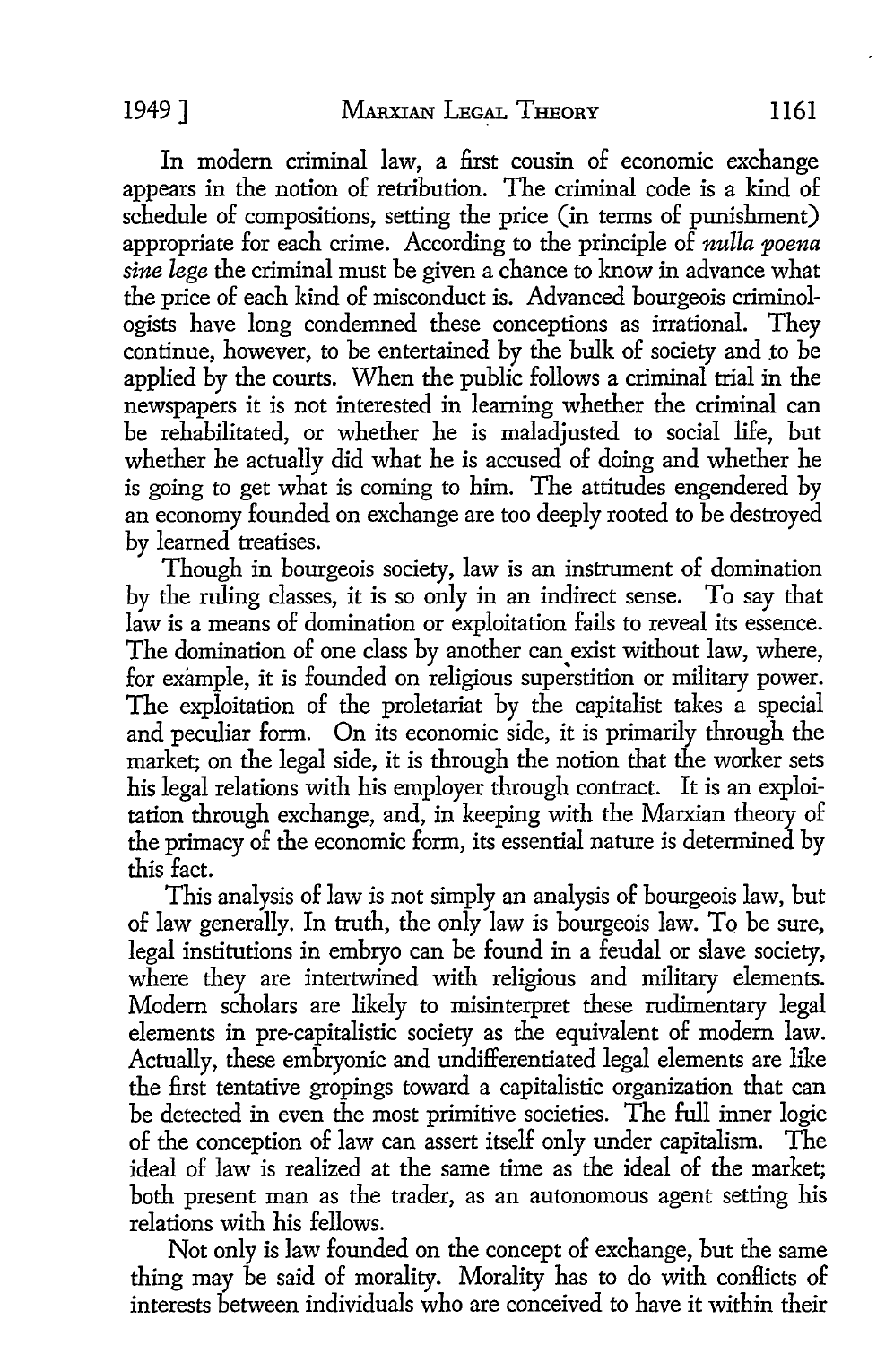In modern criminal law, a first cousin of economic exchange appears in the notion of retribution. The criminal code is a kind of schedule of compositions, setting the price (in terms of punishment) appropriate for each crime. According to the principle of *nulla poena sine lege* the criminal must be given a chance to know in advance what the price of each kind of misconduct is. Advanced bourgeois criminologists have long condemned these conceptions as irrational. They continue, however, to be entertained by the bulk of society and to be applied by the courts. When the public follows a criminal trial in the newspapers it is not interested in learning whether the criminal can be rehabilitated, or whether he is maladjusted to social life, but whether he actually did what he is accused of doing and whether he is going to get what is coming to him. The attitudes engendered by an economy founded on exchange are too deeply rooted to be destroyed by learned treatises.

Though in bourgeois society, law is an instrument of domination by the ruling classes, it is so only in an indirect sense. To say that law is a means of domination or exploitation fails to reveal its essence. The domination of one class by another can exist without law, where, for example, it is founded on religious superstition or military power. The exploitation of the proletariat by the capitalist takes a special and peculiar form. On its economic side, it is primarily through the market; on the legal side, it is through the notion that the worker sets his legal relations with his employer through contract. It is an exploitation through exchange, and, in keeping with the Marxian theory of the primacy of the economic form, its essential nature is determined by this fact.

This analysis of law is not simply an analysis of bourgeois law, but of law generally. In truth, the only law is bourgeois law. To be sure, legal institutions in embryo can be found in a feudal or slave society, where they are intertwined with religious and military elements. Modern scholars are likely to misinterpret these rudimentary legal elements in pre-capitalistic society as the equivalent of modern law. Actually, these embryonic and undifferentiated legal elements are like the first tentative gropings toward a capitalistic organization that can be detected in even the most primitive societies. The full inner logic of the conception of law can assert itself only under capitalism. The ideal of law is realized at the same time as the ideal of the market; both present man as the trader, as an autonomous agent setting his relations with his fellows.

Not only is law founded on the concept of exchange, but the same thing may be said of morality. Morality has to do with conflicts of interests between individuals who are conceived to have it within their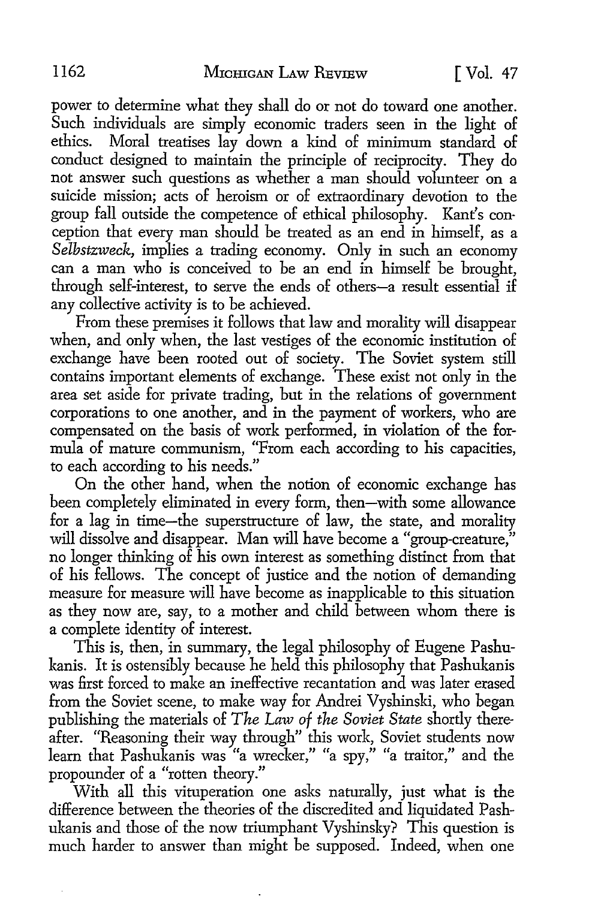power to determine what they shall do or not do toward one another. Such individuals are simply economic traders seen in the light of ethics. Moral treatises lay down a kind of minimum standard of conduct designed to maintain the principle of reciprocity. They do not answer such questions as whether a man should volunteer on a suicide mission; acts of heroism or of extraordinary devotion to the group fall outside the competence of ethical philosophy. Kant's conception that every man should be treated as an end in himself, as a *Selbstzweck*, implies a trading economy. Only in such an economy can a man who is conceived to be an end in himself be brought, through self-interest, to serve the ends of others—a result essential if any collective activity is to be achieved.

From these premises it follows that law and morality will disappear when, and only when, the last vestiges of the economic institution of exchange have been rooted out of society. The Soviet system still contains important elements of exchange. These exist not only in the area set aside for private trading, but in the relations of government corporations to one another, and in the payment of workers, who are compensated on the basis of work performed, in violation of the formula of mature communism, "From each according to his capacities, to each according to his needs."

On the other hand, when the notion of economic exchange has been completely eliminated in every form, then—with some allowance for a lag in time—the superstructure of law, the state, and morality will dissolve and disappear. Man will have become a "group-creature," no longer thinking of his own interest as something distinct from that of his fellows. The concept of justice and the notion of demanding measure for measure will have become as inapplicable to this situation as they now are, say, to a mother and child between whom there is a complete identity of interest.

This is, then, in summary, the legal philosophy of Eugene Pashukanis. It is ostensibly because he held this philosophy that Pashukanis was first forced to make an ineffective recantation and was later erased from the Soviet scene, to make way for Andrei Vyshinski, who began publishing the materials of *The Law of the Soviet State* shortly thereafter. "Reasoning their way through" this work, Soviet students now learn that Pashukanis was "a wrecker," "a spy," "a traitor," and the propounder of a "rotten theory."

With all this vituperation one asks naturally, just what is the difference between the theories of the discredited and liquidated Pashukanis and those of the now triumphant Vyshinsky? This question is much harder to answer than might be supposed. Indeed, when one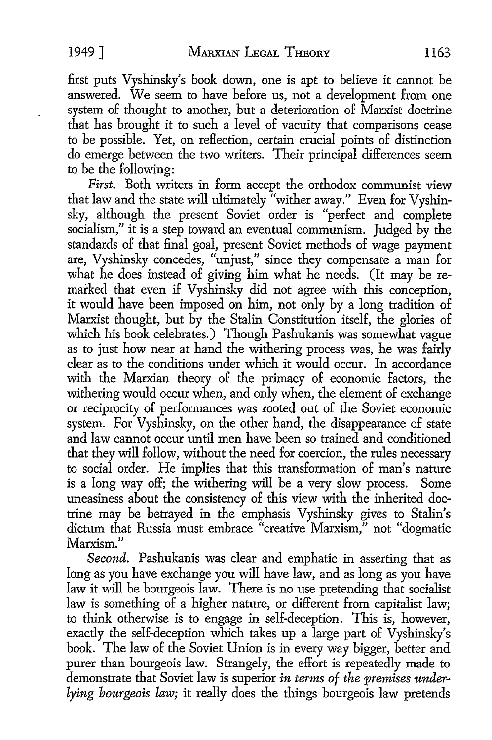first puts Vyshinsky's book down, one is apt to believe it cannot be answered. We seem to have before us, not a development from one system of thought to another, but a deterioration of Marxist doctrine that has brought it to such a level of vacuity that comparisons cease to be possible. Yet, on reflection, certain crucial points of distinction do emerge between the two writers. Their principal differences seem to be the following:

*First.* Both writers in form accept the orthodox communist view that law and the state will ultimately "wither away." Even for Vyshinsky, although the present Soviet order is "perfect and complete socialism," it is a step toward an eventual communism. Judged by the standards of that final goal, present Soviet methods of wage payment are, Vyshinsky concedes, "unjust," since they compensate a man for what he does instead of giving him what he needs. (It may be remarked that even if Vyshinsky did not agree with this conception, it would have been imposed on him, not only by a long tradition of Marxist thought, but by the Stalin Constitution itself, the glories of which his book celebrates.) Though Pashukanis was somewhat vague as to just how near at hand the withering process was, he was fairly clear as to the conditions under which it would occur. In accordance with the Marxian theory of the primacy of economic factors, the withering would occur when, and only when, the element of exchange or reciprocity of performances was rooted out of the Soviet economic system. For Vyshinsky, on the other hand, the disappearance of state and law cannot occur until men have been so trained and conditioned that they will follow, without the need for coercion, the rules necessary to social order. He implies that this transformation of man's nature is a long way off; the withering will be a very slow process. Some uneasiness about the consistency of this view with the inherited doctrine may be betrayed in the emphasis Vyshinsky gives to Stalin's dictum that Russia must embrace "creative Marxism," not "dogmatic Marxism."

*Second.* Pashukanis was clear and emphatic in asserting that as long as you have exchange you will have law, and as long as you have law it will be bourgeois law. There is no use pretending that socialist law is something of a higher nature, or different from capitalist law; to think otherwise is to engage in self-deception. This is, however, exactly the self-deception which takes up a large part of Vyshinsky's book. The law of the Soviet Union is in every way bigger, better and purer than bourgeois law. Strangely, the effort is repeatedly made to demonstrate that Soviet law is superior *in terms of the premises underlying bourgeois law;* it really does the things bourgeois law pretends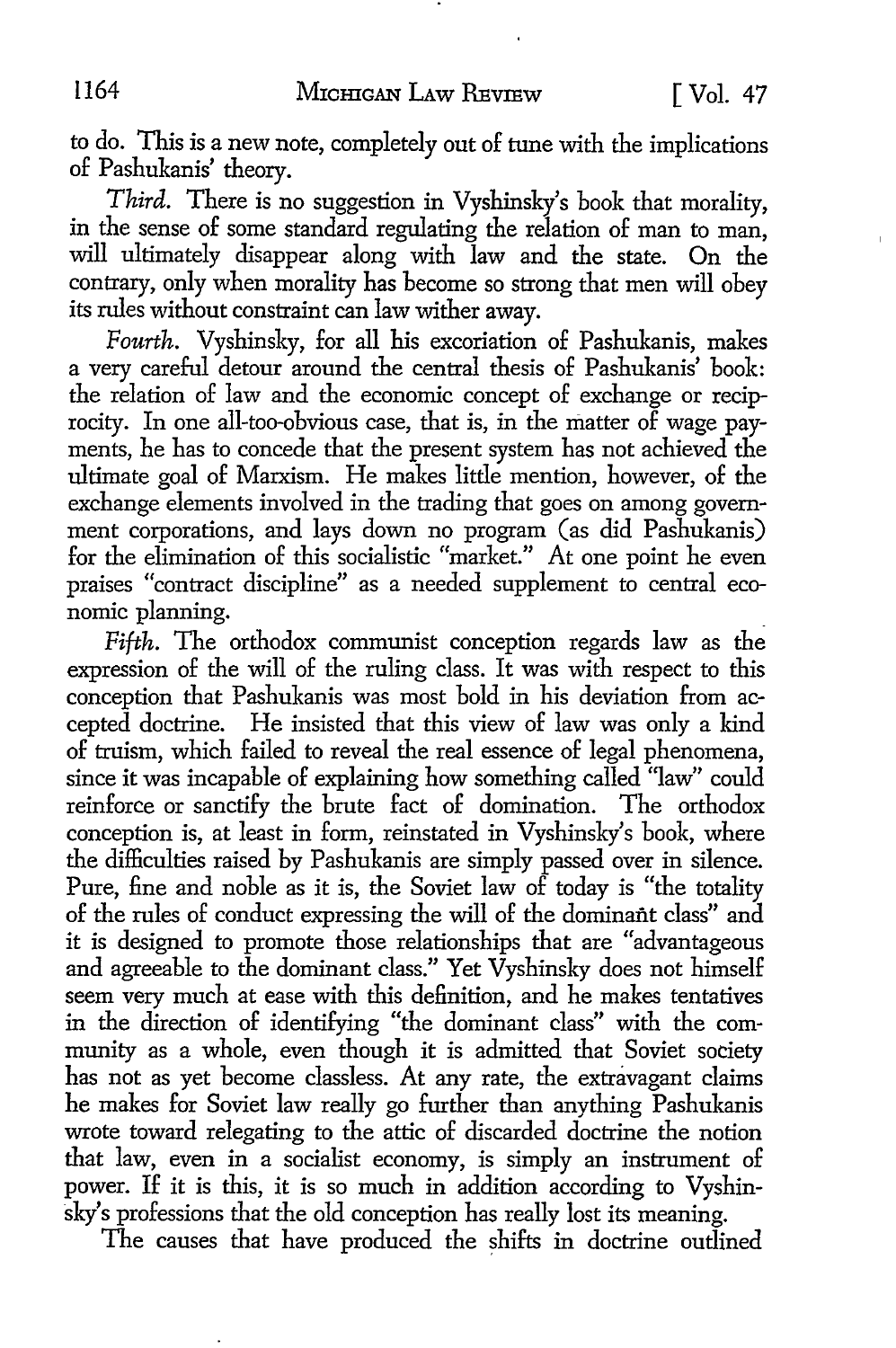to do. This is a new note, completely out of tune with the implications of Pashukanis' theory.

*Third.* There is no suggestion in Vyshinsky's book that morality, in the sense of some standard regulating the relation of man to man, will ultimately disappear along with law and the state. On the contrary, only when morality has become so strong that men will obey its rules without constraint can law wither away.

*Fourth.* Vyshinsky, for all his excoriation of Pashukanis, makes a very careful detour around the central thesis of Pashukanis' book: the relation of law and the economic concept of exchange or reciprocity. In one all-too-obvious case, that is, in the matter of wage payments, he has to concede that the present system has not achieved the ultimate goal of Marxism. He makes little mention, however, of the exchange elements involved in the trading that goes on among government corporations, and lays down no program (as did Pashukanis) for the elimination of this socialistic "market." At one point he even praises "contract discipline" as a needed supplement to central economic planning.

*Fifth.* The orthodox communist conception regards law as the expression of the will of the ruling class. It was with respect to this conception that Pashukanis was most bold in his deviation from accepted doctrine. He insisted that this view of law was only a kind of truism, which failed to reveal the real essence of legal phenomena, since it was incapable of explaining how something called "law" could reinforce or sanctify the brute fact of domination. The orthodox conception is, at least in form, reinstated in Vyshinsky's book, where the difficulties raised by Pashukanis are simply passed over in silence. Pure, fine and noble as it is, the Soviet law of today is "the totality of the rules of conduct expressing the will of the dominant class" and it is designed to promote those relationships that are "advantageous and agreeable to the dominant class." Yet Vyshinsky does not himself seem very much at ease with this definition, and he makes tentatives in the direction of identifying "the dominant class" with the community as a whole, even though it is admitted that Soviet society has not as yet become classless. At any rate, the extravagant claims he makes for Soviet law really go further than anything Pashukanis wrote toward relegating to the attic of discarded doctrine the notion that law, even in a socialist economy, is simply an instrument of power. If it is this, it is so much in addition according to Vyshinsky's professions that the old conception has really lost its meaning.

The causes that have produced the shifts in doctrine outlined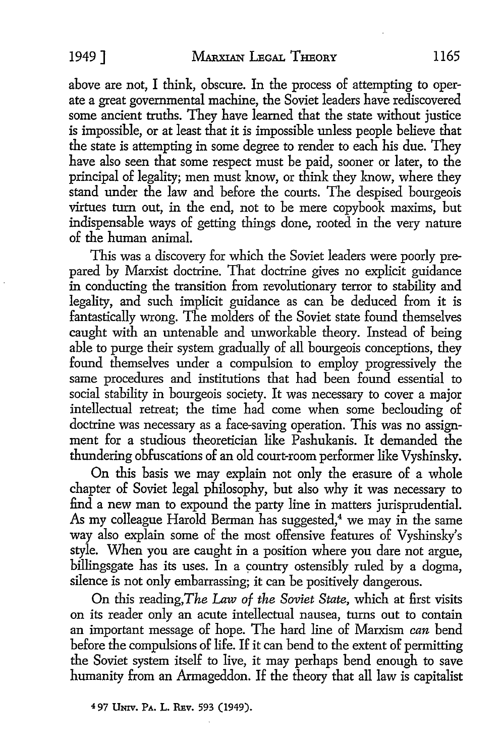above are not, I think, obscure. In the process of attempting to operate a great governmental machine, the Soviet leaders have rediscovered some ancient truths. They have learned that the state without justice is impossible, or at least that it is impossible unless people believe that the state is attempting in some degree to render to each his due. They have also seen that some respect must be paid, sooner or later, to the principal of legality; men must know, or think they know, where they stand under the law and before the courts. The despised bourgeois virtues turn out, in the end, not to be mere copybook maxims, but indispensable ways of getting things done, rooted in the very nature of the human animal.

This was a discovery for which the Soviet leaders were poorly prepared by Marxist doctrine. That doctrine gives no explicit guidance in conducting the transition from revolutionary terror to stability and legality, and such implicit guidance as can be deduced from it is fantastically wrong. The molders of the Soviet state found themselves caught with an untenable and unworkable theory. Instead of being able to purge their system gradually of all bourgeois conceptions, they found themselves under a compulsion to employ progressively the same procedures and institutions that had been found essential to social stability in bourgeois society. It was necessary to cover a major intellectual retreat; the time had come when some beclouding of doctrine was necessary as a face-saving operation. This was no assignment for a studious theoretician like Pashukanis. It demanded the thundering obfuscations of an old court-room performer like Vyshinsky.

On this basis we may explain not only the erasure of a whole chapter of Soviet legal philosophy, but also why it was necessary to find a new man to expound the party line in matters jurisprudential. As my colleague Harold Berman has suggested,[4] we may in the same way also explain some of the most offensive features of Vyshinsky's style. When you are caught in a position where you dare not argue, billingsgate has its uses. In a country ostensibly ruled by a dogma, silence is not only embarrassing; it can be positively dangerous.

On this reading, *The Law of the Soviet State*, which at first visits on its reader only an acute intellectual nausea, turns out to contain an important message of hope. The hard line of Marxism *can* bend before the compulsions of life. If it can bend to the extent of permitting the Soviet system itself to live, it may perhaps bend enough to save humanity from an Armageddon. If the theory that all law is capitalist

[4] 97 Univ. Pa. L. Rev. 593 (1949).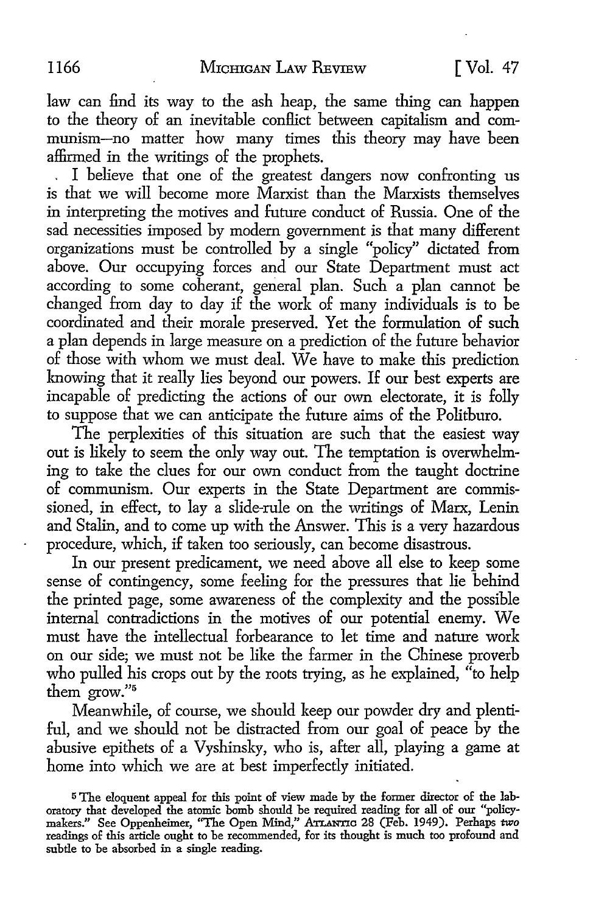law can find its way to the ash heap, the same thing can happen to the theory of an inevitable conflict between capitalism and communism—no matter how many times this theory may have been affirmed in the writings of the prophets.

I believe that one of the greatest dangers now confronting us is that we will become more Marxist than the Marxists themselves in interpreting the motives and future conduct of Russia. One of the sad necessities imposed by modern government is that many different organizations must be controlled by a single "policy" dictated from above. Our occupying forces and our State Department must act according to some coherant, general plan. Such a plan cannot be changed from day to day if the work of many individuals is to be coordinated and their morale preserved. Yet the formulation of such a plan depends in large measure on a prediction of the future behavior of those with whom we must deal. We have to make this prediction knowing that it really lies beyond our powers. If our best experts are incapable of predicting the actions of our own electorate, it is folly to suppose that we can anticipate the future aims of the Politburo.

The perplexities of this situation are such that the easiest way out is likely to seem the only way out. The temptation is overwhelming to take the clues for our own conduct from the taught doctrine of communism. Our experts in the State Department are commissioned, in effect, to lay a slide-rule on the writings of Marx, Lenin and Stalin, and to come up with the Answer. This is a very hazardous procedure, which, if taken too seriously, can become disastrous.

In our present predicament, we need above all else to keep some sense of contingency, some feeling for the pressures that lie behind the printed page, some awareness of the complexity and the possible internal contradictions in the motives of our potential enemy. We must have the intellectual forbearance to let time and nature work on our side; we must not be like the farmer in the Chinese proverb who pulled his crops out by the roots trying, as he explained, "to help them grow."[5]

Meanwhile, of course, we should keep our powder dry and plentiful, and we should not be distracted from our goal of peace by the abusive epithets of a Vyshinsky, who is, after all, playing a game at home into which we are at best imperfectly initiated.

---

[5] The eloquent appeal for this point of view made by the former director of the laboratory that developed the atomic bomb should be required reading for all of our "policy-makers." See Oppenheimer, "The Open Mind," ATLANTIC 28 (Feb. 1949). Perhaps *two* readings of this article ought to be recommended, for its thought is much too profound and subtle to be absorbed in a single reading.